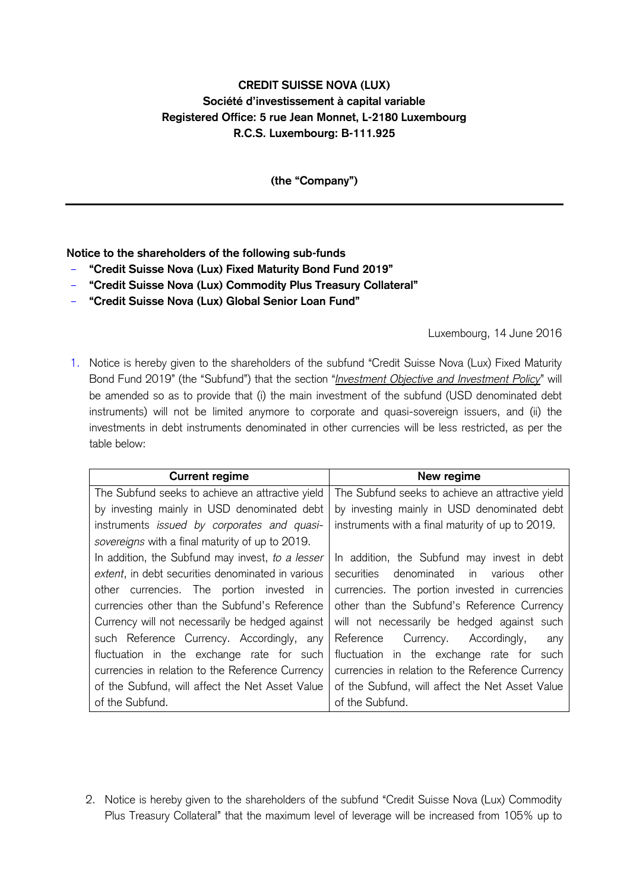**CREDIT SUISSE NOVA (LUX)**
**Société d'investissement à capital variable**
**Registered Office: 5 rue Jean Monnet, L-2180 Luxembourg**
**R.C.S. Luxembourg: B-111.925**

**(the "Company")**

---

**Notice to the shareholders of the following sub-funds**

- **"Credit Suisse Nova (Lux) Fixed Maturity Bond Fund 2019"**
- **"Credit Suisse Nova (Lux) Commodity Plus Treasury Collateral"**
- **"Credit Suisse Nova (Lux) Global Senior Loan Fund"**

Luxembourg, 14 June 2016

1. Notice is hereby given to the shareholders of the subfund "Credit Suisse Nova (Lux) Fixed Maturity Bond Fund 2019" (the "Subfund") that the section "*Investment Objective and Investment Policy*" will be amended so as to provide that (i) the main investment of the subfund (USD denominated debt instruments) will not be limited anymore to corporate and quasi-sovereign issuers, and (ii) the investments in debt instruments denominated in other currencies will be less restricted, as per the table below:

| Current regime | New regime |
|---|---|
| The Subfund seeks to achieve an attractive yield by investing mainly in USD denominated debt instruments *issued by corporates and quasi-sovereigns* with a final maturity of up to 2019. | The Subfund seeks to achieve an attractive yield by investing mainly in USD denominated debt instruments with a final maturity of up to 2019. |
| In addition, the Subfund may invest, *to a lesser extent*, in debt securities denominated in various other currencies. The portion invested in currencies other than the Subfund's Reference Currency will not necessarily be hedged against such Reference Currency. Accordingly, any fluctuation in the exchange rate for such currencies in relation to the Reference Currency of the Subfund, will affect the Net Asset Value of the Subfund. | In addition, the Subfund may invest in debt securities denominated in various other currencies. The portion invested in currencies other than the Subfund's Reference Currency will not necessarily be hedged against such Reference Currency. Accordingly, any fluctuation in the exchange rate for such currencies in relation to the Reference Currency of the Subfund, will affect the Net Asset Value of the Subfund. |

2. Notice is hereby given to the shareholders of the subfund "Credit Suisse Nova (Lux) Commodity Plus Treasury Collateral" that the maximum level of leverage will be increased from 105% up to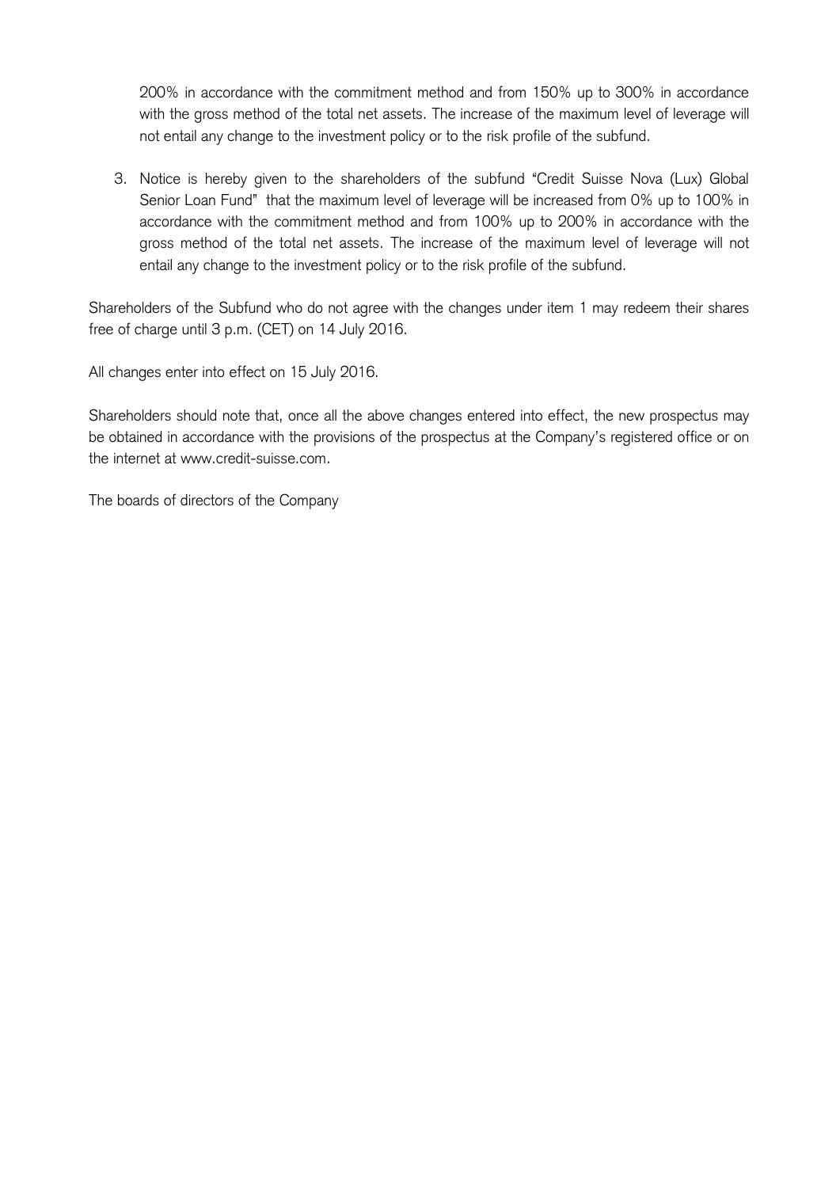200% in accordance with the commitment method and from 150% up to 300% in accordance with the gross method of the total net assets. The increase of the maximum level of leverage will not entail any change to the investment policy or to the risk profile of the subfund.

3. Notice is hereby given to the shareholders of the subfund "Credit Suisse Nova (Lux) Global Senior Loan Fund" that the maximum level of leverage will be increased from 0% up to 100% in accordance with the commitment method and from 100% up to 200% in accordance with the gross method of the total net assets. The increase of the maximum level of leverage will not entail any change to the investment policy or to the risk profile of the subfund.

Shareholders of the Subfund who do not agree with the changes under item 1 may redeem their shares free of charge until 3 p.m. (CET) on 14 July 2016.

All changes enter into effect on 15 July 2016.

Shareholders should note that, once all the above changes entered into effect, the new prospectus may be obtained in accordance with the provisions of the prospectus at the Company's registered office or on the internet at www.credit-suisse.com.

The boards of directors of the Company